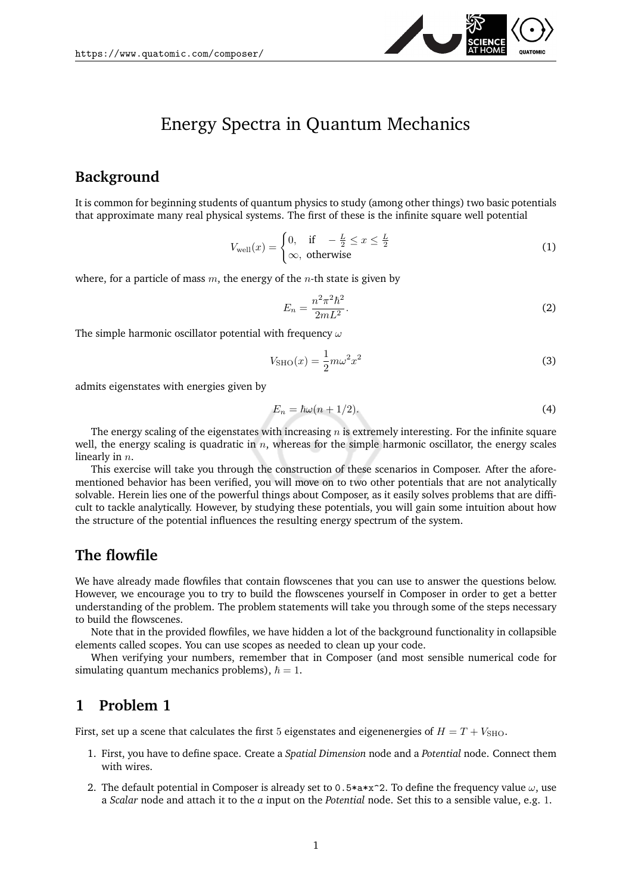# Energy Spectra in Quantum Mechanics

## Background

It is common for beginning students of quantum physics to study (among other things) two basic potentials that approximate many real physical systems. The first of these is the infinite square well potential

$$V_{\text{well}}(x) = \begin{cases} 0, & \text{if} \quad -\frac{L}{2} \leq x \leq \frac{L}{2} \\ \infty, & \text{otherwise} \end{cases} \tag{1}$$

where, for a particle of mass $m$, the energy of the $n$-th state is given by

$$E_n = \frac{n^2 \pi^2 \hbar^2}{2mL^2}. \tag{2}$$

The simple harmonic oscillator potential with frequency $\omega$

$$V_{\text{SHO}}(x) = \frac{1}{2} m\omega^2 x^2 \tag{3}$$

admits eigenstates with energies given by

$$E_n = \hbar\omega(n + 1/2). \tag{4}$$

The energy scaling of the eigenstates with increasing $n$ is extremely interesting. For the infinite square well, the energy scaling is quadratic in $n$, whereas for the simple harmonic oscillator, the energy scales linearly in $n$.

This exercise will take you through the construction of these scenarios in Composer. After the aforementioned behavior has been verified, you will move on to two other potentials that are not analytically solvable. Herein lies one of the powerful things about Composer, as it easily solves problems that are difficult to tackle analytically. However, by studying these potentials, you will gain some intuition about how the structure of the potential influences the resulting energy spectrum of the system.

## The flowfile

We have already made flowfiles that contain flowscenes that you can use to answer the questions below. However, we encourage you to try to build the flowscenes yourself in Composer in order to get a better understanding of the problem. The problem statements will take you through some of the steps necessary to build the flowscenes.

Note that in the provided flowfiles, we have hidden a lot of the background functionality in collapsible elements called scopes. You can use scopes as needed to clean up your code.

When verifying your numbers, remember that in Composer (and most sensible numerical code for simulating quantum mechanics problems), $\hbar = 1$.

## 1 Problem 1

First, set up a scene that calculates the first 5 eigenstates and eigenenergies of $H = T + V_{\text{SHO}}$.

1. First, you have to define space. Create a *Spatial Dimension* node and a *Potential* node. Connect them with wires.
2. The default potential in Composer is already set to `0.5*a*x^2`. To define the frequency value $\omega$, use a *Scalar* node and attach it to the *a* input on the *Potential* node. Set this to a sensible value, e.g. 1.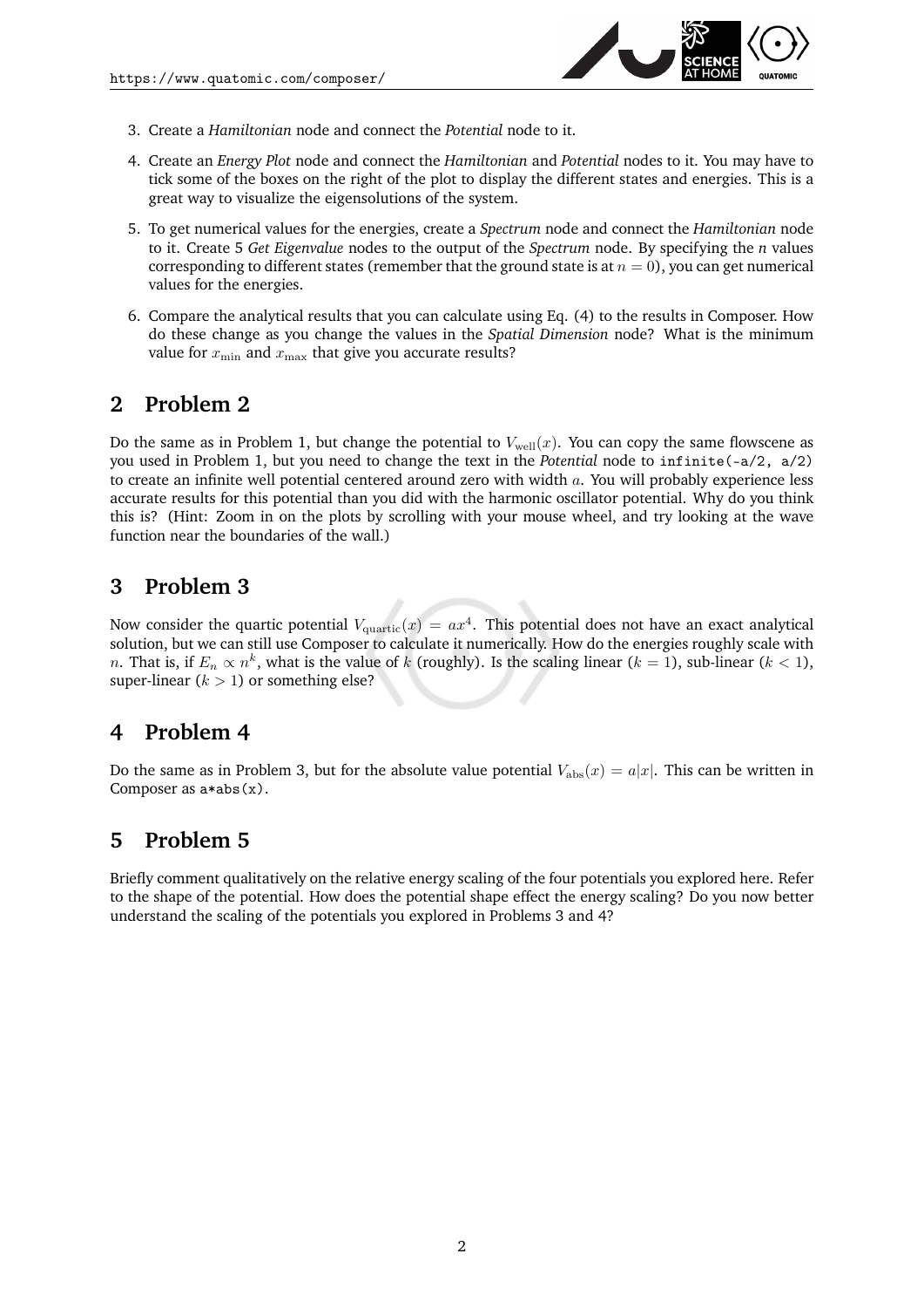3. Create a *Hamiltonian* node and connect the *Potential* node to it.
4. Create an *Energy Plot* node and connect the *Hamiltonian* and *Potential* nodes to it. You may have to tick some of the boxes on the right of the plot to display the different states and energies. This is a great way to visualize the eigensolutions of the system.
5. To get numerical values for the energies, create a *Spectrum* node and connect the *Hamiltonian* node to it. Create 5 *Get Eigenvalue* nodes to the output of the *Spectrum* node. By specifying the *n* values corresponding to different states (remember that the ground state is at $n = 0$), you can get numerical values for the energies.
6. Compare the analytical results that you can calculate using Eq. (4) to the results in Composer. How do these change as you change the values in the *Spatial Dimension* node? What is the minimum value for $x_{\min}$ and $x_{\max}$ that give you accurate results?

## 2 Problem 2

Do the same as in Problem 1, but change the potential to $V_{\text{well}}(x)$. You can copy the same flowscene as you used in Problem 1, but you need to change the text in the *Potential* node to `infinite(-a/2, a/2)` to create an infinite well potential centered around zero with width $a$. You will probably experience less accurate results for this potential than you did with the harmonic oscillator potential. Why do you think this is? (Hint: Zoom in on the plots by scrolling with your mouse wheel, and try looking at the wave function near the boundaries of the wall.)

## 3 Problem 3

Now consider the quartic potential $V_{\text{quartic}}(x) = ax^4$. This potential does not have an exact analytical solution, but we can still use Composer to calculate it numerically. How do the energies roughly scale with $n$. That is, if $E_n \propto n^k$, what is the value of $k$ (roughly). Is the scaling linear ($k = 1$), sub-linear ($k < 1$), super-linear ($k > 1$) or something else?

## 4 Problem 4

Do the same as in Problem 3, but for the absolute value potential $V_{\text{abs}}(x) = a|x|$. This can be written in Composer as `a*abs(x)`.

## 5 Problem 5

Briefly comment qualitatively on the relative energy scaling of the four potentials you explored here. Refer to the shape of the potential. How does the potential shape effect the energy scaling? Do you now better understand the scaling of the potentials you explored in Problems 3 and 4?